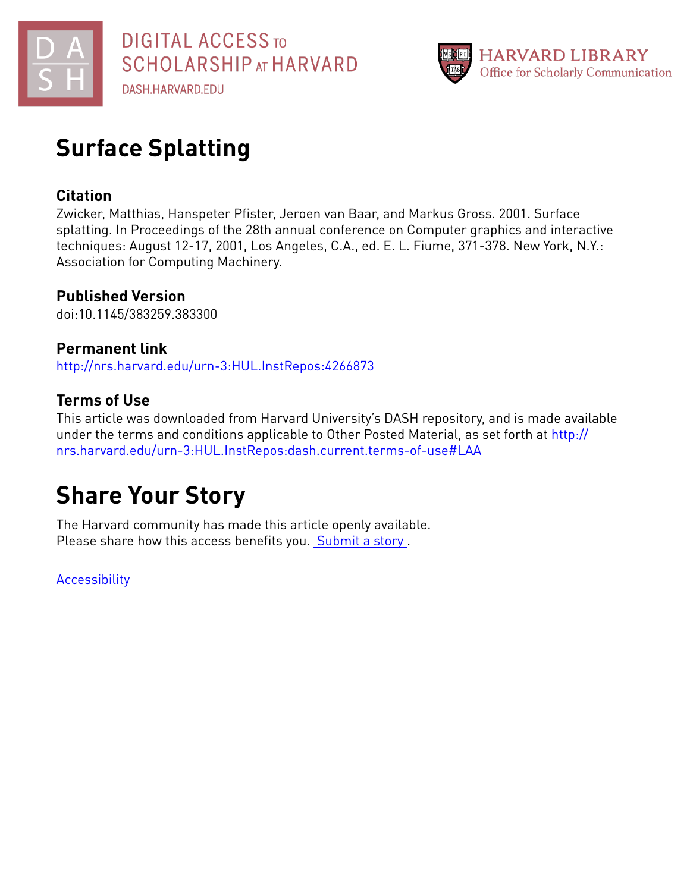DIGITAL ACCESS TO SCHOLARSHIP AT HARVARD

DASH.HARVARD.EDU

HARVARD LIBRARY
Office for Scholarly Communication

# Surface Splatting

## Citation

Zwicker, Matthias, Hanspeter Pfister, Jeroen van Baar, and Markus Gross. 2001. Surface splatting. In Proceedings of the 28th annual conference on Computer graphics and interactive techniques: August 12-17, 2001, Los Angeles, C.A., ed. E. L. Fiume, 371-378. New York, N.Y.: Association for Computing Machinery.

## Published Version

doi:10.1145/383259.383300

## Permanent link

http://nrs.harvard.edu/urn-3:HUL.InstRepos:4266873

## Terms of Use

This article was downloaded from Harvard University's DASH repository, and is made available under the terms and conditions applicable to Other Posted Material, as set forth at http://nrs.harvard.edu/urn-3:HUL.InstRepos:dash.current.terms-of-use#LAA

# Share Your Story

The Harvard community has made this article openly available.
Please share how this access benefits you. Submit a story .

Accessibility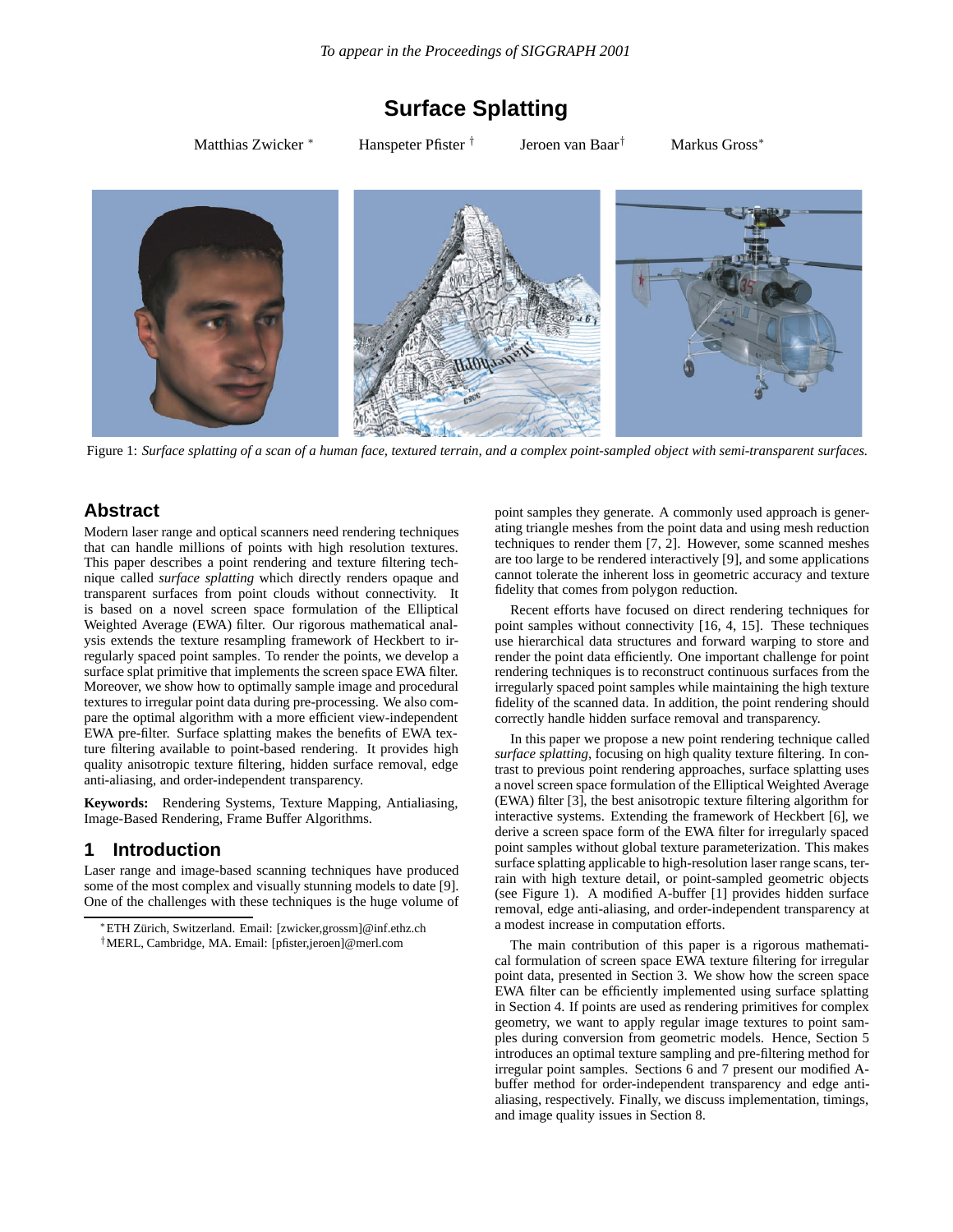# Surface Splatting

Matthias Zwicker [*] Hanspeter Pfister [†] Jeroen van Baar[†] Markus Gross[*]

Figure 1: *Surface splatting of a scan of a human face, textured terrain, and a complex point-sampled object with semi-transparent surfaces.*

## Abstract

Modern laser range and optical scanners need rendering techniques that can handle millions of points with high resolution textures. This paper describes a point rendering and texture filtering technique called *surface splatting* which directly renders opaque and transparent surfaces from point clouds without connectivity. It is based on a novel screen space formulation of the Elliptical Weighted Average (EWA) filter. Our rigorous mathematical analysis extends the texture resampling framework of Heckbert to irregularly spaced point samples. To render the points, we develop a surface splat primitive that implements the screen space EWA filter. Moreover, we show how to optimally sample image and procedural textures to irregular point data during pre-processing. We also compare the optimal algorithm with a more efficient view-independent EWA pre-filter. Surface splatting makes the benefits of EWA texture filtering available to point-based rendering. It provides high quality anisotropic texture filtering, hidden surface removal, edge anti-aliasing, and order-independent transparency.

**Keywords:** Rendering Systems, Texture Mapping, Antialiasing, Image-Based Rendering, Frame Buffer Algorithms.

## 1 Introduction

Laser range and image-based scanning techniques have produced some of the most complex and visually stunning models to date [9]. One of the challenges with these techniques is the huge volume of point samples they generate. A commonly used approach is generating triangle meshes from the point data and using mesh reduction techniques to render them [7, 2]. However, some scanned meshes are too large to be rendered interactively [9], and some applications cannot tolerate the inherent loss in geometric accuracy and texture fidelity that comes from polygon reduction.

Recent efforts have focused on direct rendering techniques for point samples without connectivity [16, 4, 15]. These techniques use hierarchical data structures and forward warping to store and render the point data efficiently. One important challenge for point rendering techniques is to reconstruct continuous surfaces from the irregularly spaced point samples while maintaining the high texture fidelity of the scanned data. In addition, the point rendering should correctly handle hidden surface removal and transparency.

In this paper we propose a new point rendering technique called *surface splatting*, focusing on high quality texture filtering. In contrast to previous point rendering approaches, surface splatting uses a novel screen space formulation of the Elliptical Weighted Average (EWA) filter [3], the best anisotropic texture filtering algorithm for interactive systems. Extending the framework of Heckbert [6], we derive a screen space form of the EWA filter for irregularly spaced point samples without global texture parameterization. This makes surface splatting applicable to high-resolution laser range scans, terrain with high texture detail, or point-sampled geometric objects (see Figure 1). A modified A-buffer [1] provides hidden surface removal, edge anti-aliasing, and order-independent transparency at a modest increase in computation efforts.

The main contribution of this paper is a rigorous mathematical formulation of screen space EWA texture filtering for irregular point data, presented in Section 3. We show how the screen space EWA filter can be efficiently implemented using surface splatting in Section 4. If points are used as rendering primitives for complex geometry, we want to apply regular image textures to point samples during conversion from geometric models. Hence, Section 5 introduces an optimal texture sampling and pre-filtering method for irregular point samples. Sections 6 and 7 present our modified A-buffer method for order-independent transparency and edge anti-aliasing, respectively. Finally, we discuss implementation, timings, and image quality issues in Section 8.

[*] ETH Zürich, Switzerland. Email: [zwicker,grossm]@inf.ethz.ch
[†] MERL, Cambridge, MA. Email: [pfister,jeroen]@merl.com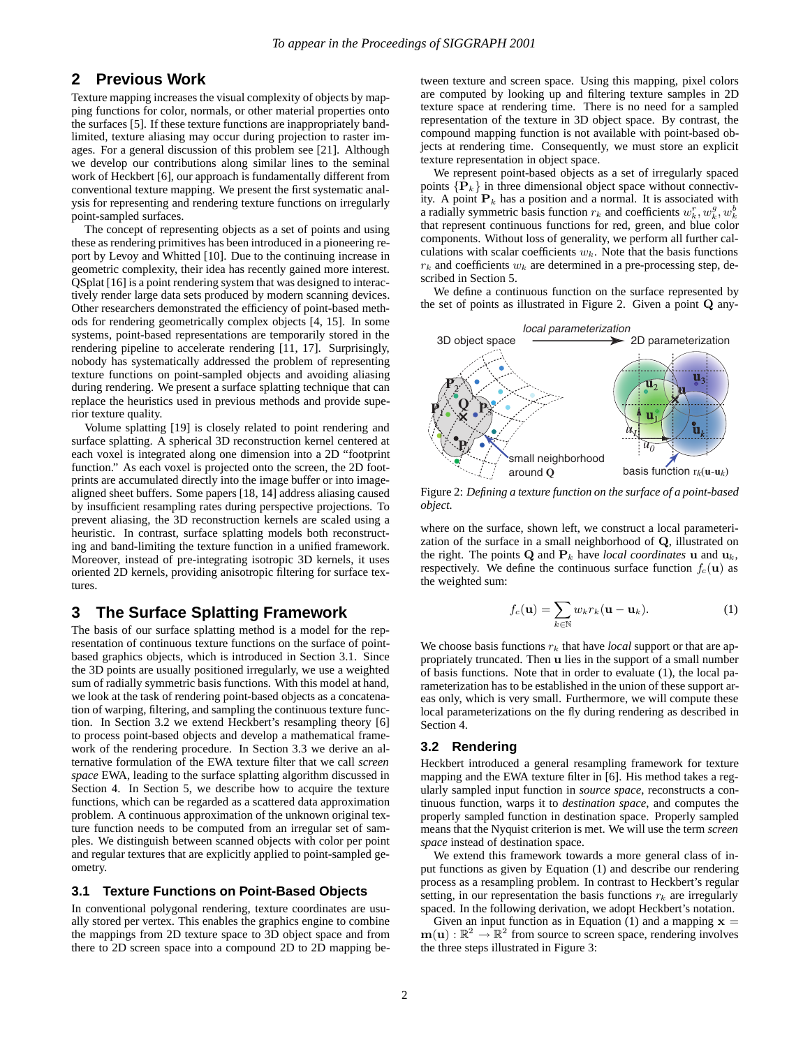## 2 Previous Work

Texture mapping increases the visual complexity of objects by mapping functions for color, normals, or other material properties onto the surfaces [5]. If these texture functions are inappropriately band-limited, texture aliasing may occur during projection to raster images. For a general discussion of this problem see [21]. Although we develop our contributions along similar lines to the seminal work of Heckbert [6], our approach is fundamentally different from conventional texture mapping. We present the first systematic analysis for representing and rendering texture functions on irregularly point-sampled surfaces.

The concept of representing objects as a set of points and using these as rendering primitives has been introduced in a pioneering report by Levoy and Whitted [10]. Due to the continuing increase in geometric complexity, their idea has recently gained more interest. QSplat [16] is a point rendering system that was designed to interactively render large data sets produced by modern scanning devices. Other researchers demonstrated the efficiency of point-based methods for rendering geometrically complex objects [4, 15]. In some systems, point-based representations are temporarily stored in the rendering pipeline to accelerate rendering [11, 17]. Surprisingly, nobody has systematically addressed the problem of representing texture functions on point-sampled objects and avoiding aliasing during rendering. We present a surface splatting technique that can replace the heuristics used in previous methods and provide superior texture quality.

Volume splatting [19] is closely related to point rendering and surface splatting. A spherical 3D reconstruction kernel centered at each voxel is integrated along one dimension into a 2D "footprint function." As each voxel is projected onto the screen, the 2D footprints are accumulated directly into the image buffer or into image-aligned sheet buffers. Some papers [18, 14] address aliasing caused by insufficient resampling rates during perspective projections. To prevent aliasing, the 3D reconstruction kernels are scaled using a heuristic. In contrast, surface splatting models both reconstructing and band-limiting the texture function in a unified framework. Moreover, instead of pre-integrating isotropic 3D kernels, it uses oriented 2D kernels, providing anisotropic filtering for surface textures.

## 3 The Surface Splatting Framework

The basis of our surface splatting method is a model for the representation of continuous texture functions on the surface of point-based graphics objects, which is introduced in Section 3.1. Since the 3D points are usually positioned irregularly, we use a weighted sum of radially symmetric basis functions. With this model at hand, we look at the task of rendering point-based objects as a concatenation of warping, filtering, and sampling the continuous texture function. In Section 3.2 we extend Heckbert's resampling theory [6] to process point-based objects and develop a mathematical framework of the rendering procedure. In Section 3.3 we derive an alternative formulation of the EWA texture filter that we call *screen space* EWA, leading to the surface splatting algorithm discussed in Section 4. In Section 5, we describe how to acquire the texture functions, which can be regarded as a scattered data approximation problem. A continuous approximation of the unknown original texture function needs to be computed from an irregular set of samples. We distinguish between scanned objects with color per point and regular textures that are explicitly applied to point-sampled geometry.

### 3.1 Texture Functions on Point-Based Objects

In conventional polygonal rendering, texture coordinates are usually stored per vertex. This enables the graphics engine to combine the mappings from 2D texture space to 3D object space and from there to 2D screen space into a compound 2D to 2D mapping between texture and screen space. Using this mapping, pixel colors are computed by looking up and filtering texture samples in 2D texture space at rendering time. There is no need for a sampled representation of the texture in 3D object space. By contrast, the compound mapping function is not available with point-based objects at rendering time. Consequently, we must store an explicit texture representation in object space.

We represent point-based objects as a set of irregularly spaced points $\{\mathbf{P}_k\}$ in three dimensional object space without connectivity. A point $\mathbf{P}_k$ has a position and a normal. It is associated with a radially symmetric basis function $r_k$ and coefficients $w_k^r, w_k^g, w_k^b$ that represent continuous functions for red, green, and blue color components. Without loss of generality, we perform all further calculations with scalar coefficients $w_k$. Note that the basis functions $r_k$ and coefficients $w_k$ are determined in a pre-processing step, described in Section 5.

We define a continuous function on the surface represented by the set of points as illustrated in Figure 2. Given a point $\mathbf{Q}$ any-

Figure 2: *Defining a texture function on the surface of a point-based object.*

where on the surface, shown left, we construct a local parameterization of the surface in a small neighborhood of $\mathbf{Q}$, illustrated on the right. The points $\mathbf{Q}$ and $\mathbf{P}_k$ have *local coordinates* $\mathbf{u}$ and $\mathbf{u}_k$, respectively. We define the continuous surface function $f_c(\mathbf{u})$ as the weighted sum:

$$f_c(\mathbf{u}) = \sum_{k \in \mathbb{N}} w_k r_k(\mathbf{u} - \mathbf{u}_k). \tag{1}$$

We choose basis functions $r_k$ that have *local* support or that are appropriately truncated. Then $\mathbf{u}$ lies in the support of a small number of basis functions. Note that in order to evaluate (1), the local parameterization has to be established in the union of these support areas only, which is very small. Furthermore, we will compute these local parameterizations on the fly during rendering as described in Section 4.

### 3.2 Rendering

Heckbert introduced a general resampling framework for texture mapping and the EWA texture filter in [6]. His method takes a regularly sampled input function in *source space*, reconstructs a continuous function, warps it to *destination space*, and computes the properly sampled function in destination space. Properly sampled means that the Nyquist criterion is met. We will use the term *screen space* instead of destination space.

We extend this framework towards a more general class of input functions as given by Equation (1) and describe our rendering process as a resampling problem. In contrast to Heckbert's regular setting, in our representation the basis functions $r_k$ are irregularly spaced. In the following derivation, we adopt Heckbert's notation.

Given an input function as in Equation (1) and a mapping $\mathbf{x} = \mathbf{m}(\mathbf{u}) : \mathbb{R}^2 \rightarrow \mathbb{R}^2$ from source to screen space, rendering involves the three steps illustrated in Figure 3: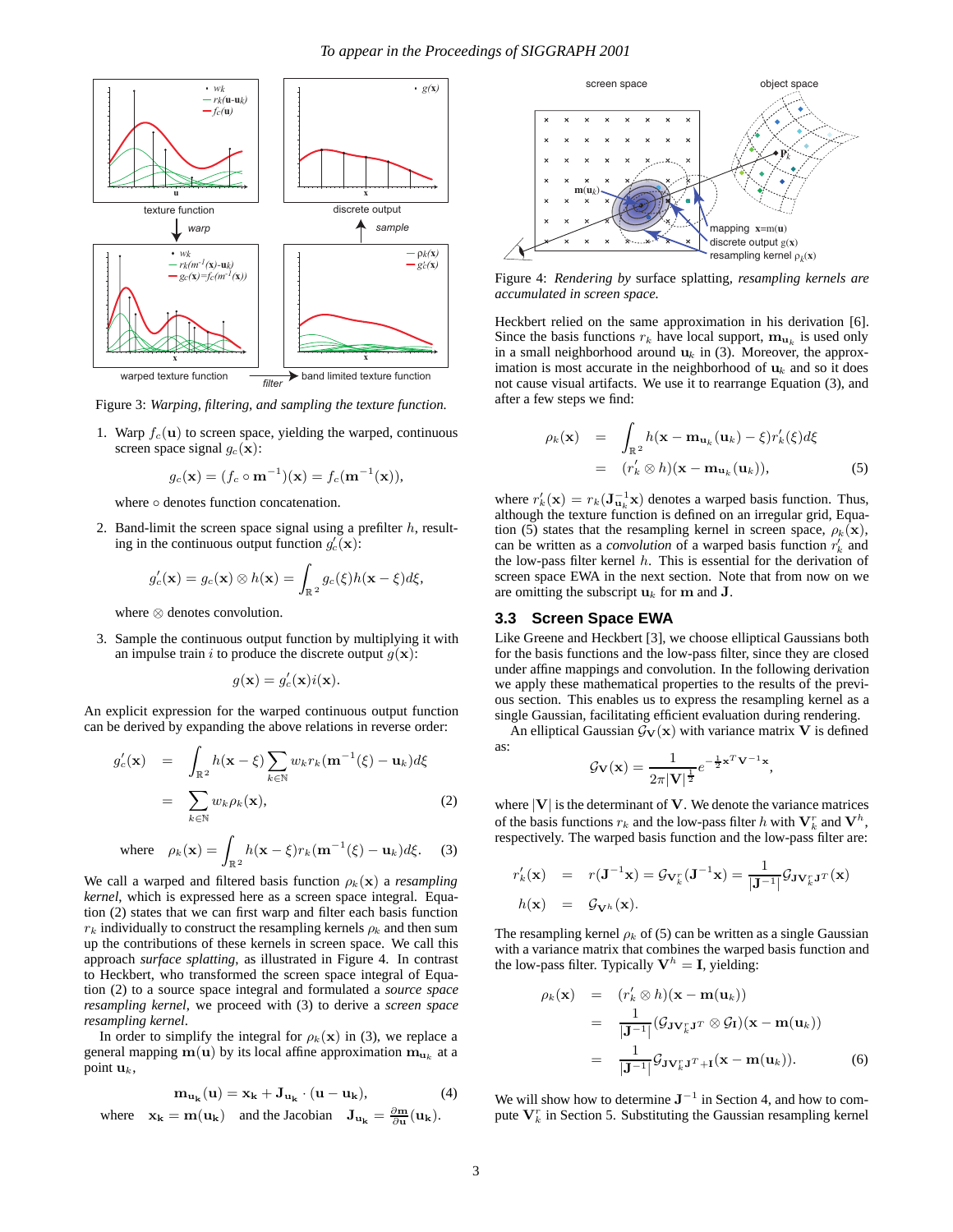Figure 3: *Warping, filtering, and sampling the texture function.*

1. Warp $f_c(\mathbf{u})$ to screen space, yielding the warped, continuous screen space signal $g_c(\mathbf{x})$:

$$g_c(\mathbf{x}) = (f_c \circ \mathbf{m}^{-1})(\mathbf{x}) = f_c(\mathbf{m}^{-1}(\mathbf{x})),$$

where $\circ$ denotes function concatenation.

2. Band-limit the screen space signal using a prefilter $h$, resulting in the continuous output function $g_c'(\mathbf{x})$:

$$g_c'(\mathbf{x}) = g_c(\mathbf{x}) \otimes h(\mathbf{x}) = \int_{\mathbb{R}^2} g_c(\xi)h(\mathbf{x}-\xi)d\xi,$$

where $\otimes$ denotes convolution.

3. Sample the continuous output function by multiplying it with an impulse train $i$ to produce the discrete output $g(\mathbf{x})$:

$$g(\mathbf{x}) = g_c'(\mathbf{x})i(\mathbf{x}).$$

An explicit expression for the warped continuous output function can be derived by expanding the above relations in reverse order:

$$\begin{aligned} g_c'(\mathbf{x}) &= \int_{\mathbb{R}^2} h(\mathbf{x}-\xi)\sum_{k\in\mathbb{N}} w_k r_k(\mathbf{m}^{-1}(\xi)-\mathbf{u}_k)d\xi \\ &= \sum_{k\in\mathbb{N}} w_k \rho_k(\mathbf{x}), \end{aligned} \tag{2}$$

$$\text{where} \quad \rho_k(\mathbf{x}) = \int_{\mathbb{R}^2} h(\mathbf{x}-\xi)r_k(\mathbf{m}^{-1}(\xi)-\mathbf{u}_k)d\xi. \tag{3}$$

We call a warped and filtered basis function $\rho_k(\mathbf{x})$ a *resampling kernel*, which is expressed here as a screen space integral. Equation (2) states that we can first warp and filter each basis function $r_k$ individually to construct the resampling kernels $\rho_k$ and then sum up the contributions of these kernels in screen space. We call this approach *surface splatting*, as illustrated in Figure 4. In contrast to Heckbert, who transformed the screen space integral of Equation (2) to a *source space* integral and formulated a *source space resampling kernel*, we proceed with (3) to derive a *screen space resampling kernel*.

In order to simplify the integral for $\rho_k(\mathbf{x})$ in (3), we replace a general mapping $\mathbf{m}(\mathbf{u})$ by its local affine approximation $\mathbf{m}_{\mathbf{u}_k}$ at a point $\mathbf{u}_k$,

$$\mathbf{m}_{\mathbf{u_k}}(\mathbf{u}) = \mathbf{x_k} + \mathbf{J_{u_k}} \cdot (\mathbf{u} - \mathbf{u_k}), \tag{4}$$

where $\mathbf{x_k} = \mathbf{m}(\mathbf{u_k})$ and the Jacobian $\mathbf{J_{u_k}} = \frac{\partial \mathbf{m}}{\partial \mathbf{u}}(\mathbf{u_k})$.

Figure 4: *Rendering by* surface splatting, *resampling kernels are accumulated in screen space.*

Heckbert relied on the same approximation in his derivation [6]. Since the basis functions $r_k$ have local support, $\mathbf{m}_{\mathbf{u}_k}$ is used only in a small neighborhood around $\mathbf{u}_k$ in (3). Moreover, the approximation is most accurate in the neighborhood of $\mathbf{u}_k$ and so it does not cause visual artifacts. We use it to rearrange Equation (3), and after a few steps we find:

$$\begin{aligned} \rho_k(\mathbf{x}) &= \int_{\mathbb{R}^2} h(\mathbf{x} - \mathbf{m}_{\mathbf{u}_k}(\mathbf{u}_k) - \xi)r_k'(\xi)d\xi \\ &= (r_k' \otimes h)(\mathbf{x} - \mathbf{m}_{\mathbf{u}_k}(\mathbf{u}_k)), \end{aligned} \tag{5}$$

where $r_k'(\mathbf{x}) = r_k(\mathbf{J}_{\mathbf{u}_k}^{-1}\mathbf{x})$ denotes a warped basis function. Thus, although the texture function is defined on an irregular grid, Equation (5) states that the resampling kernel in screen space, $\rho_k(\mathbf{x})$, can be written as a *convolution* of a warped basis function $r_k'$ and the low-pass filter kernel $h$. This is essential for the derivation of screen space EWA in the next section. Note that from now on we are omitting the subscript $\mathbf{u}_k$ for $\mathbf{m}$ and $\mathbf{J}$.

### 3.3 Screen Space EWA

Like Greene and Heckbert [3], we choose elliptical Gaussians both for the basis functions and the low-pass filter, since they are closed under affine mappings and convolution. In the following derivation we apply these mathematical properties to the results of the previous section. This enables us to express the resampling kernel as a single Gaussian, facilitating efficient evaluation during rendering.

An elliptical Gaussian $\mathcal{G}_\mathbf{V}(\mathbf{x})$ with variance matrix $\mathbf{V}$ is defined as:

$$\mathcal{G}_\mathbf{V}(\mathbf{x}) = \frac{1}{2\pi|\mathbf{V}|^{\frac{1}{2}}}e^{-\frac{1}{2}\mathbf{x}^T\mathbf{V}^{-1}\mathbf{x}},$$

where $|\mathbf{V}|$ is the determinant of $\mathbf{V}$. We denote the variance matrices of the basis functions $r_k$ and the low-pass filter $h$ with $\mathbf{V}_k^r$ and $\mathbf{V}^h$, respectively. The warped basis function and the low-pass filter are:

$$\begin{aligned} r_k'(\mathbf{x}) &= r(\mathbf{J}^{-1}\mathbf{x}) = \mathcal{G}_{\mathbf{V}_k^r}(\mathbf{J}^{-1}\mathbf{x}) = \frac{1}{|\mathbf{J}^{-1}|}\mathcal{G}_{\mathbf{J}\mathbf{V}_k^r\mathbf{J}^T}(\mathbf{x}) \\ h(\mathbf{x}) &= \mathcal{G}_{\mathbf{V}^h}(\mathbf{x}). \end{aligned}$$

The resampling kernel $\rho_k$ of (5) can be written as a single Gaussian with a variance matrix that combines the warped basis function and the low-pass filter. Typically $\mathbf{V}^h = \mathbf{I}$, yielding:

$$\begin{aligned} \rho_k(\mathbf{x}) &= (r_k' \otimes h)(\mathbf{x} - \mathbf{m}(\mathbf{u}_k)) \\ &= \frac{1}{|\mathbf{J}^{-1}|}(\mathcal{G}_{\mathbf{J}\mathbf{V}_k^r\mathbf{J}^T} \otimes \mathcal{G}_\mathbf{I})(\mathbf{x} - \mathbf{m}(\mathbf{u}_k)) \\ &= \frac{1}{|\mathbf{J}^{-1}|}\mathcal{G}_{\mathbf{J}\mathbf{V}_k^r\mathbf{J}^T+\mathbf{I}}(\mathbf{x} - \mathbf{m}(\mathbf{u}_k)). \end{aligned} \tag{6}$$

We will show how to determine $\mathbf{J}^{-1}$ in Section 4, and how to compute $\mathbf{V}_k^r$ in Section 5. Substituting the Gaussian resampling kernel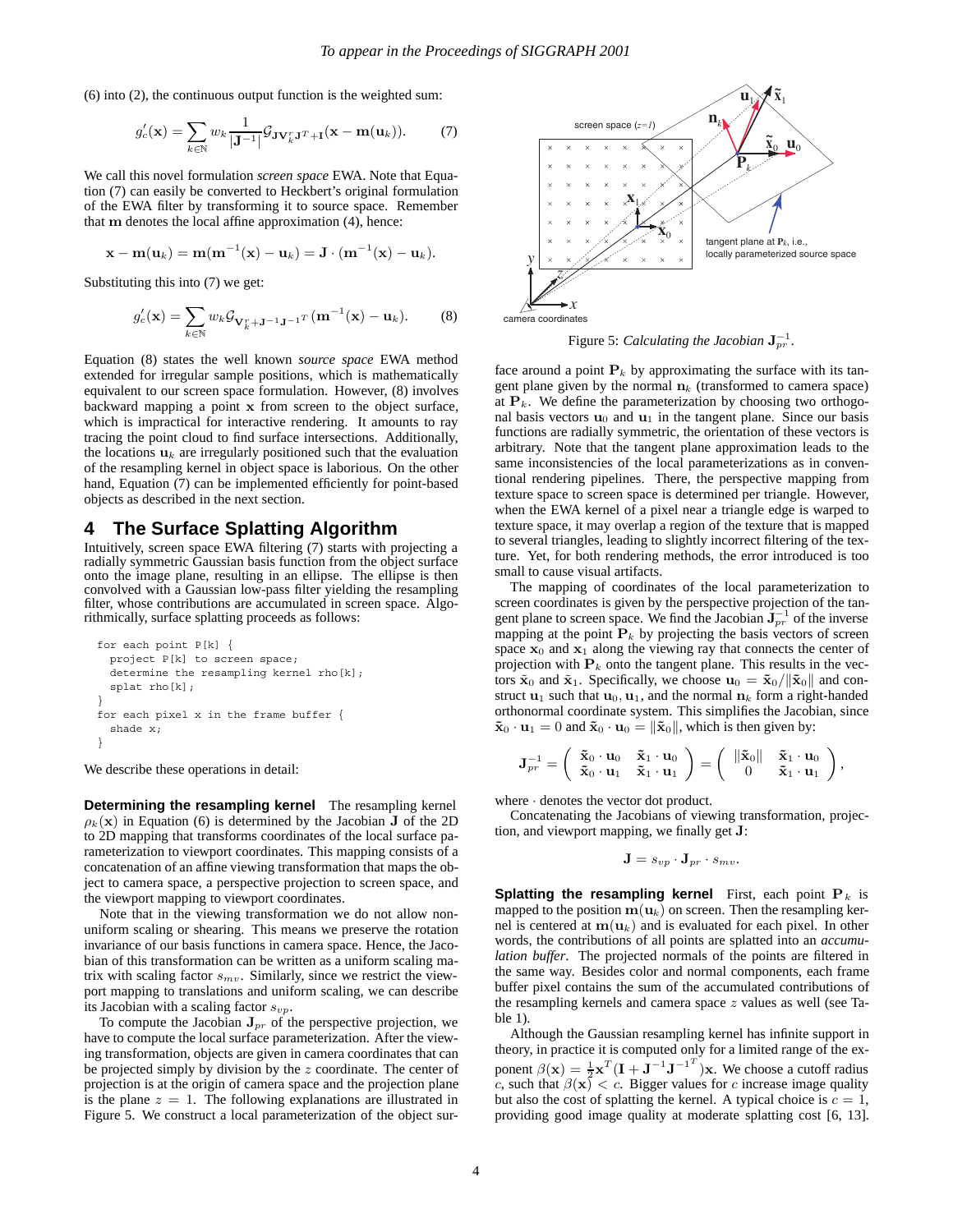(6) into (2), the continuous output function is the weighted sum:

$$g_c'(\mathbf{x}) = \sum_{k\in\mathbb{N}} w_k \frac{1}{|\mathbf{J}^{-1}|} \mathcal{G}_{\mathbf{J}\mathbf{V}_k^r\mathbf{J}^T+\mathbf{I}}(\mathbf{x}-\mathbf{m}(\mathbf{u}_k)). \tag{7}$$

We call this novel formulation *screen space* EWA. Note that Equation (7) can easily be converted to Heckbert's original formulation of the EWA filter by transforming it to source space. Remember that $\mathbf{m}$ denotes the local affine approximation (4), hence:

$$\mathbf{x}-\mathbf{m}(\mathbf{u}_k) = \mathbf{m}(\mathbf{m}^{-1}(\mathbf{x})-\mathbf{u}_k) = \mathbf{J}\cdot(\mathbf{m}^{-1}(\mathbf{x})-\mathbf{u}_k).$$

Substituting this into (7) we get:

$$g_c'(\mathbf{x}) = \sum_{k\in\mathbb{N}} w_k \mathcal{G}_{\mathbf{V}_k^r+\mathbf{J}^{-1}\mathbf{J}^{-1^T}}(\mathbf{m}^{-1}(\mathbf{x})-\mathbf{u}_k). \tag{8}$$

Equation (8) states the well known *source space* EWA method extended for irregular sample positions, which is mathematically equivalent to our screen space formulation. However, (8) involves backward mapping a point $\mathbf{x}$ from screen to the object surface, which is impractical for interactive rendering. It amounts to ray tracing the point cloud to find surface intersections. Additionally, the locations $\mathbf{u}_k$ are irregularly positioned such that the evaluation of the resampling kernel in object space is laborious. On the other hand, Equation (7) can be implemented efficiently for point-based objects as described in the next section.

## 4 The Surface Splatting Algorithm

Intuitively, screen space EWA filtering (7) starts with projecting a radially symmetric Gaussian basis function from the object surface onto the image plane, resulting in an ellipse. The ellipse is then convolved with a Gaussian low-pass filter yielding the resampling filter, whose contributions are accumulated in screen space. Algorithmically, surface splatting proceeds as follows:

```
for each point P[k] {
  project P[k] to screen space;
  determine the resampling kernel rho[k];
  splat rho[k];
}
for each pixel x in the frame buffer {
  shade x;
}
```

We describe these operations in detail:

**Determining the resampling kernel** The resampling kernel $\rho_k(\mathbf{x})$ in Equation (6) is determined by the Jacobian $\mathbf{J}$ of the 2D to 2D mapping that transforms coordinates of the local surface parameterization to viewport coordinates. This mapping consists of a concatenation of an affine viewing transformation that maps the object to camera space, a perspective projection to screen space, and the viewport mapping to viewport coordinates.

Note that in the viewing transformation we do not allow non-uniform scaling or shearing. This means we preserve the rotation invariance of our basis functions in camera space. Hence, the Jacobian of this transformation can be written as a uniform scaling matrix with scaling factor $s_{mv}$. Similarly, since we restrict the viewport mapping to translations and uniform scaling, we can describe its Jacobian with a scaling factor $s_{vp}$.

To compute the Jacobian $\mathbf{J}_{pr}$ of the perspective projection, we have to compute the local surface parameterization. After the viewing transformation, objects are given in camera coordinates that can be projected simply by division by the $z$ coordinate. The center of projection is at the origin of camera space and the projection plane is the plane $z=1$. The following explanations are illustrated in Figure 5. We construct a local parameterization of the object surface around a point $\mathbf{P}_k$ by approximating the surface with its tangent plane given by the normal $\mathbf{n}_k$ (transformed to camera space) at $\mathbf{P}_k$. We define the parameterization by choosing two orthogonal basis vectors $\mathbf{u}_0$ and $\mathbf{u}_1$ in the tangent plane. Since our basis functions are radially symmetric, the orientation of these vectors is arbitrary. Note that the tangent plane approximation leads to the same inconsistencies of the local parameterizations as in conventional rendering pipelines. There, the perspective mapping from texture space to screen space is determined per triangle. However, when the EWA kernel of a pixel near a triangle edge is warped to texture space, it may overlap a region of the texture that is mapped to several triangles, leading to slightly incorrect filtering of the texture. Yet, for both rendering methods, the error introduced is too small to cause visual artifacts.

Figure 5: *Calculating the Jacobian* $\mathbf{J}_{pr}^{-1}$.

The mapping of coordinates of the local parameterization to screen coordinates is given by the perspective projection of the tangent plane to screen space. We find the Jacobian $\mathbf{J}_{pr}^{-1}$ of the inverse mapping at the point $\mathbf{P}_k$ by projecting the basis vectors of screen space $\mathbf{x}_0$ and $\mathbf{x}_1$ along the viewing ray that connects the center of projection with $\mathbf{P}_k$ onto the tangent plane. This results in the vectors $\tilde{\mathbf{x}}_0$ and $\tilde{\mathbf{x}}_1$. Specifically, we choose $\mathbf{u}_0 = \tilde{\mathbf{x}}_0/\|\tilde{\mathbf{x}}_0\|$ and construct $\mathbf{u}_1$ such that $\mathbf{u}_0, \mathbf{u}_1$, and the normal $\mathbf{n}_k$ form a right-handed orthonormal coordinate system. This simplifies the Jacobian, since $\tilde{\mathbf{x}}_0\cdot\mathbf{u}_1 = 0$ and $\tilde{\mathbf{x}}_0\cdot\mathbf{u}_0 = \|\tilde{\mathbf{x}}_0\|$, which is then given by:

$$\mathbf{J}_{pr}^{-1} = \begin{pmatrix} \tilde{\mathbf{x}}_0\cdot\mathbf{u}_0 & \tilde{\mathbf{x}}_1\cdot\mathbf{u}_0 \\ \tilde{\mathbf{x}}_0\cdot\mathbf{u}_1 & \tilde{\mathbf{x}}_1\cdot\mathbf{u}_1 \end{pmatrix} = \begin{pmatrix} \|\tilde{\mathbf{x}}_0\| & \tilde{\mathbf{x}}_1\cdot\mathbf{u}_0 \\ 0 & \tilde{\mathbf{x}}_1\cdot\mathbf{u}_1 \end{pmatrix},$$

where $\cdot$ denotes the vector dot product.

Concatenating the Jacobians of viewing transformation, projection, and viewport mapping, we finally get $\mathbf{J}$:

$$\mathbf{J} = s_{vp}\cdot\mathbf{J}_{pr}\cdot s_{mv}.$$

**Splatting the resampling kernel** First, each point $\mathbf{P}_k$ is mapped to the position $\mathbf{m}(\mathbf{u}_k)$ on screen. Then the resampling kernel is centered at $\mathbf{m}(\mathbf{u}_k)$ and is evaluated for each pixel. In other words, the contributions of all points are splatted into an *accumulation buffer*. The projected normals of the points are filtered in the same way. Besides color and normal components, each frame buffer pixel contains the sum of the accumulated contributions of the resampling kernels and camera space $z$ values as well (see Table 1).

Although the Gaussian resampling kernel has infinite support in theory, in practice it is computed only for a limited range of the exponent $\beta(\mathbf{x}) = \frac{1}{2}\mathbf{x}^T(\mathbf{I}+\mathbf{J}^{-1}\mathbf{J}^{-1^T})\mathbf{x}$. We choose a cutoff radius $c$, such that $\beta(\mathbf{x}) < c$. Bigger values for $c$ increase image quality but also the cost of splatting the kernel. A typical choice is $c=1$, providing good image quality at moderate splatting cost [6, 13].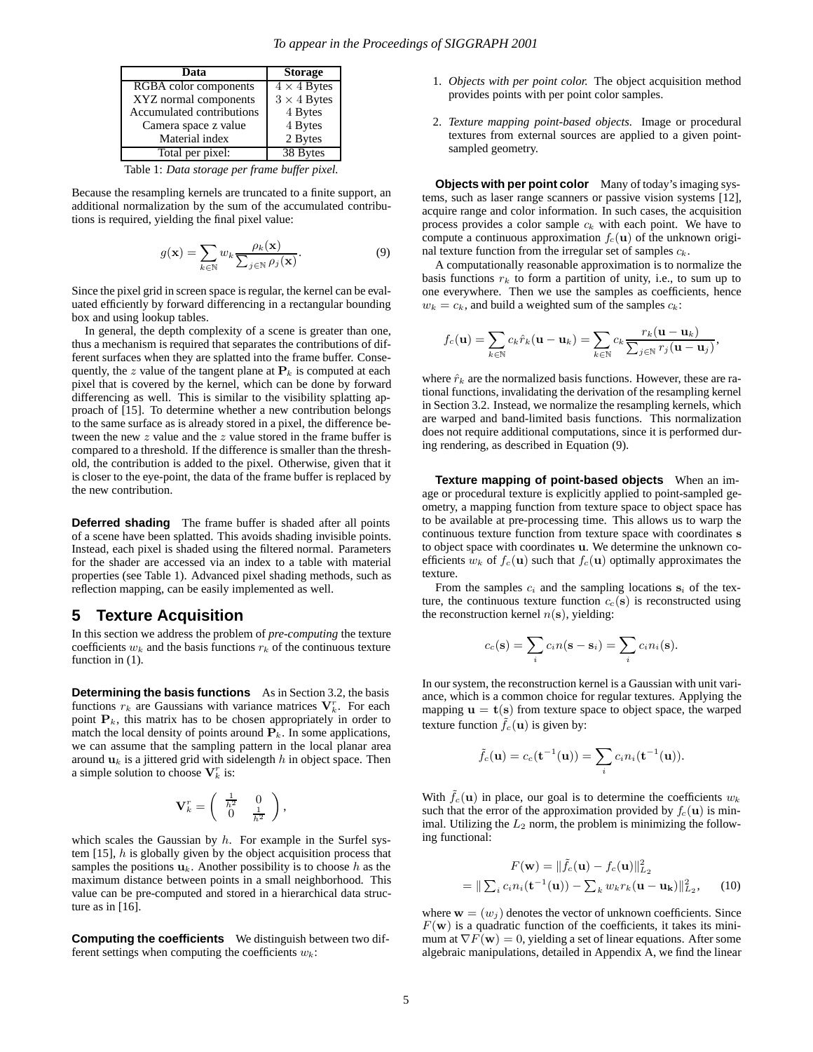| Data | Storage |
|---|---|
| RGBA color components | $4 \times 4$ Bytes |
| XYZ normal components | $3 \times 4$ Bytes |
| Accumulated contributions | 4 Bytes |
| Camera space z value | 4 Bytes |
| Material index | 2 Bytes |
| Total per pixel: | 38 Bytes |

Table 1: *Data storage per frame buffer pixel.*

Because the resampling kernels are truncated to a finite support, an additional normalization by the sum of the accumulated contributions is required, yielding the final pixel value:

$$g(\mathbf{x}) = \sum_{k \in \mathbb{N}} w_k \frac{\rho_k(\mathbf{x})}{\sum_{j \in \mathbb{N}} \rho_j(\mathbf{x})}. \quad (9)$$

Since the pixel grid in screen space is regular, the kernel can be evaluated efficiently by forward differencing in a rectangular bounding box and using lookup tables.

In general, the depth complexity of a scene is greater than one, thus a mechanism is required that separates the contributions of different surfaces when they are splatted into the frame buffer. Consequently, the $z$ value of the tangent plane at $\mathbf{P}_k$ is computed at each pixel that is covered by the kernel, which can be done by forward differencing as well. This is similar to the visibility splatting approach of [15]. To determine whether a new contribution belongs to the same surface as is already stored in a pixel, the difference between the new $z$ value and the $z$ value stored in the frame buffer is compared to a threshold. If the difference is smaller than the threshold, the contribution is added to the pixel. Otherwise, given that it is closer to the eye-point, the data of the frame buffer is replaced by the new contribution.

**Deferred shading** The frame buffer is shaded after all points of a scene have been splatted. This avoids shading invisible points. Instead, each pixel is shaded using the filtered normal. Parameters for the shader are accessed via an index to a table with material properties (see Table 1). Advanced pixel shading methods, such as reflection mapping, can be easily implemented as well.

## 5 Texture Acquisition

In this section we address the problem of *pre-computing* the texture coefficients $w_k$ and the basis functions $r_k$ of the continuous texture function in (1).

**Determining the basis functions** As in Section 3.2, the basis functions $r_k$ are Gaussians with variance matrices $\mathbf{V}_k^r$. For each point $\mathbf{P}_k$, this matrix has to be chosen appropriately in order to match the local density of points around $\mathbf{P}_k$. In some applications, we can assume that the sampling pattern in the local planar area around $\mathbf{u}_k$ is a jittered grid with sidelength $h$ in object space. Then a simple solution to choose $\mathbf{V}_k^r$ is:

$$\mathbf{V}_k^r = \begin{pmatrix} \frac{1}{h^2} & 0 \\ 0 & \frac{1}{h^2} \end{pmatrix},$$

which scales the Gaussian by $h$. For example in the Surfel system [15], $h$ is globally given by the object acquisition process that samples the positions $\mathbf{u}_k$. Another possibility is to choose $h$ as the maximum distance between points in a small neighborhood. This value can be pre-computed and stored in a hierarchical data structure as in [16].

**Computing the coefficients** We distinguish between two different settings when computing the coefficients $w_k$:

1. *Objects with per point color.* The object acquisition method provides points with per point color samples.
2. *Texture mapping point-based objects.* Image or procedural textures from external sources are applied to a given point-sampled geometry.

**Objects with per point color** Many of today's imaging systems, such as laser range scanners or passive vision systems [12], acquire range and color information. In such cases, the acquisition process provides a color sample $c_k$ with each point. We have to compute a continuous approximation $f_c(\mathbf{u})$ of the unknown original texture function from the irregular set of samples $c_k$.

A computationally reasonable approximation is to normalize the basis functions $r_k$ to form a partition of unity, i.e., to sum up to one everywhere. Then we use the samples as coefficients, hence $w_k = c_k$, and build a weighted sum of the samples $c_k$:

$$f_c(\mathbf{u}) = \sum_{k \in \mathbb{N}} c_k \hat{r}_k(\mathbf{u} - \mathbf{u}_k) = \sum_{k \in \mathbb{N}} c_k \frac{r_k(\mathbf{u} - \mathbf{u}_k)}{\sum_{j \in \mathbb{N}} r_j(\mathbf{u} - \mathbf{u}_j)},$$

where $\hat{r}_k$ are the normalized basis functions. However, these are rational functions, invalidating the derivation of the resampling kernel in Section 3.2. Instead, we normalize the resampling kernels, which are warped and band-limited basis functions. This normalization does not require additional computations, since it is performed during rendering, as described in Equation (9).

**Texture mapping of point-based objects** When an image or procedural texture is explicitly applied to point-sampled geometry, a mapping function from texture space to object space has to be available at pre-processing time. This allows us to warp the continuous texture function from texture space with coordinates $\mathbf{s}$ to object space with coordinates $\mathbf{u}$. We determine the unknown coefficients $w_k$ of $f_c(\mathbf{u})$ such that $f_c(\mathbf{u})$ optimally approximates the texture.

From the samples $c_i$ and the sampling locations $\mathbf{s}_i$ of the texture, the continuous texture function $c_c(\mathbf{s})$ is reconstructed using the reconstruction kernel $n(\mathbf{s})$, yielding:

$$c_c(\mathbf{s}) = \sum_i c_i n(\mathbf{s} - \mathbf{s}_i) = \sum_i c_i n_i(\mathbf{s}).$$

In our system, the reconstruction kernel is a Gaussian with unit variance, which is a common choice for regular textures. Applying the mapping $\mathbf{u} = \mathbf{t}(\mathbf{s})$ from texture space to object space, the warped texture function $\tilde{f}_c(\mathbf{u})$ is given by:

$$\tilde{f}_c(\mathbf{u}) = c_c(\mathbf{t}^{-1}(\mathbf{u})) = \sum_i c_i n_i(\mathbf{t}^{-1}(\mathbf{u})).$$

With $\tilde{f}_c(\mathbf{u})$ in place, our goal is to determine the coefficients $w_k$ such that the error of the approximation provided by $f_c(\mathbf{u})$ is minimal. Utilizing the $L_2$ norm, the problem is minimizing the following functional:

$$\begin{aligned} F(\mathbf{w}) &= \|\tilde{f}_c(\mathbf{u}) - f_c(\mathbf{u})\|_{L_2}^2 \\ &= \|\textstyle\sum_i c_i n_i(\mathbf{t}^{-1}(\mathbf{u})) - \sum_k w_k r_k(\mathbf{u} - \mathbf{u_k})\|_{L_2}^2, \end{aligned} \quad (10)$$

where $\mathbf{w} = (w_j)$ denotes the vector of unknown coefficients. Since $F(\mathbf{w})$ is a quadratic function of the coefficients, it takes its minimum at $\nabla F(\mathbf{w}) = 0$, yielding a set of linear equations. After some algebraic manipulations, detailed in Appendix A, we find the linear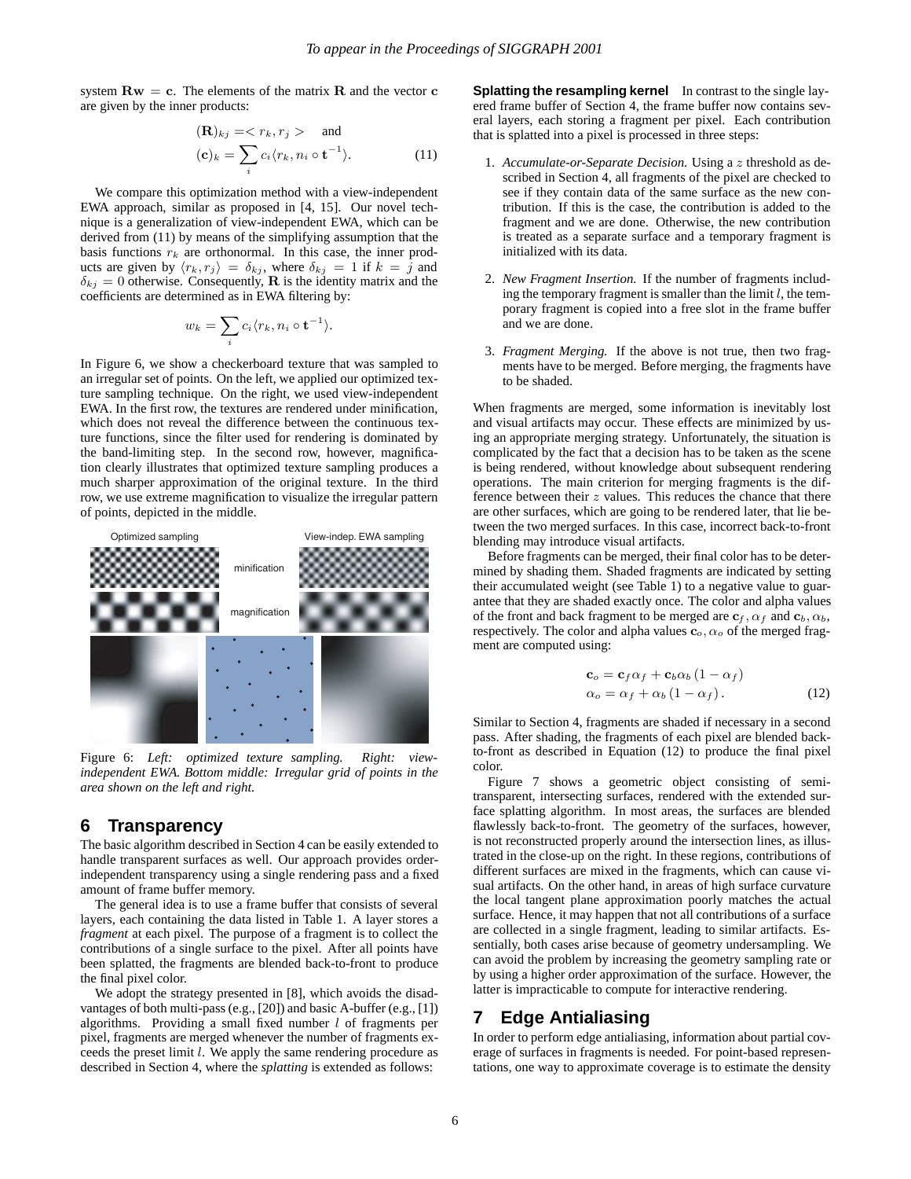system $\mathbf{R}\mathbf{w} = \mathbf{c}$. The elements of the matrix $\mathbf{R}$ and the vector $\mathbf{c}$ are given by the inner products:

$$(\mathbf{R})_{kj} = < r_k, r_j > \quad \text{and}$$
$$(\mathbf{c})_k = \sum_i c_i \langle r_k, n_i \circ \mathbf{t}^{-1} \rangle. \tag{11}$$

We compare this optimization method with a view-independent EWA approach, similar as proposed in [4, 15]. Our novel technique is a generalization of view-independent EWA, which can be derived from (11) by means of the simplifying assumption that the basis functions $r_k$ are orthonormal. In this case, the inner products are given by $\langle r_k, r_j \rangle = \delta_{kj}$, where $\delta_{kj} = 1$ if $k = j$ and $\delta_{kj} = 0$ otherwise. Consequently, $\mathbf{R}$ is the identity matrix and the coefficients are determined as in EWA filtering by:

$$w_k = \sum_i c_i \langle r_k, n_i \circ \mathbf{t}^{-1} \rangle.$$

In Figure 6, we show a checkerboard texture that was sampled to an irregular set of points. On the left, we applied our optimized texture sampling technique. On the right, we used view-independent EWA. In the first row, the textures are rendered under minification, which does not reveal the difference between the continuous texture functions, since the filter used for rendering is dominated by the band-limiting step. In the second row, however, magnification clearly illustrates that optimized texture sampling produces a much sharper approximation of the original texture. In the third row, we use extreme magnification to visualize the irregular pattern of points, depicted in the middle.

Optimized sampling | View-indep. EWA sampling | minification | magnification

Figure 6: *Left: optimized texture sampling. Right: view-independent EWA. Bottom middle: Irregular grid of points in the area shown on the left and right.*

## 6 Transparency

The basic algorithm described in Section 4 can be easily extended to handle transparent surfaces as well. Our approach provides order-independent transparency using a single rendering pass and a fixed amount of frame buffer memory.

The general idea is to use a frame buffer that consists of several layers, each containing the data listed in Table 1. A layer stores a *fragment* at each pixel. The purpose of a fragment is to collect the contributions of a single surface to the pixel. After all points have been splatted, the fragments are blended back-to-front to produce the final pixel color.

We adopt the strategy presented in [8], which avoids the disadvantages of both multi-pass (e.g., [20]) and basic A-buffer (e.g., [1]) algorithms. Providing a small fixed number $l$ of fragments per pixel, fragments are merged whenever the number of fragments exceeds the preset limit $l$. We apply the same rendering procedure as described in Section 4, where the *splatting* is extended as follows:

**Splatting the resampling kernel** In contrast to the single layered frame buffer of Section 4, the frame buffer now contains several layers, each storing a fragment per pixel. Each contribution that is splatted into a pixel is processed in three steps:

1. *Accumulate-or-Separate Decision.* Using a $z$ threshold as described in Section 4, all fragments of the pixel are checked to see if they contain data of the same surface as the new contribution. If this is the case, the contribution is added to the fragment and we are done. Otherwise, the new contribution is treated as a separate surface and a temporary fragment is initialized with its data.

2. *New Fragment Insertion.* If the number of fragments including the temporary fragment is smaller than the limit $l$, the temporary fragment is copied into a free slot in the frame buffer and we are done.

3. *Fragment Merging.* If the above is not true, then two fragments have to be merged. Before merging, the fragments have to be shaded.

When fragments are merged, some information is inevitably lost and visual artifacts may occur. These effects are minimized by using an appropriate merging strategy. Unfortunately, the situation is complicated by the fact that a decision has to be taken as the scene is being rendered, without knowledge about subsequent rendering operations. The main criterion for merging fragments is the difference between their $z$ values. This reduces the chance that there are other surfaces, which are going to be rendered later, that lie between the two merged surfaces. In this case, incorrect back-to-front blending may introduce visual artifacts.

Before fragments can be merged, their final color has to be determined by shading them. Shaded fragments are indicated by setting their accumulated weight (see Table 1) to a negative value to guarantee that they are shaded exactly once. The color and alpha values of the front and back fragment to be merged are $\mathbf{c}_f, \alpha_f$ and $\mathbf{c}_b, \alpha_b$, respectively. The color and alpha values $\mathbf{c}_o, \alpha_o$ of the merged fragment are computed using:

$$\mathbf{c}_o = \mathbf{c}_f \alpha_f + \mathbf{c}_b \alpha_b (1 - \alpha_f)$$
$$\alpha_o = \alpha_f + \alpha_b (1 - \alpha_f). \tag{12}$$

Similar to Section 4, fragments are shaded if necessary in a second pass. After shading, the fragments of each pixel are blended back-to-front as described in Equation (12) to produce the final pixel color.

Figure 7 shows a geometric object consisting of semi-transparent, intersecting surfaces, rendered with the extended surface splatting algorithm. In most areas, the surfaces are blended flawlessly back-to-front. The geometry of the surfaces, however, is not reconstructed properly around the intersection lines, as illustrated in the close-up on the right. In these regions, contributions of different surfaces are mixed in the fragments, which can cause visual artifacts. On the other hand, in areas of high surface curvature the local tangent plane approximation poorly matches the actual surface. Hence, it may happen that not all contributions of a surface are collected in a single fragment, leading to similar artifacts. Essentially, both cases arise because of geometry undersampling. We can avoid the problem by increasing the geometry sampling rate or by using a higher order approximation of the surface. However, the latter is impracticable to compute for interactive rendering.

## 7 Edge Antialiasing

In order to perform edge antialiasing, information about partial coverage of surfaces in fragments is needed. For point-based representations, one way to approximate coverage is to estimate the density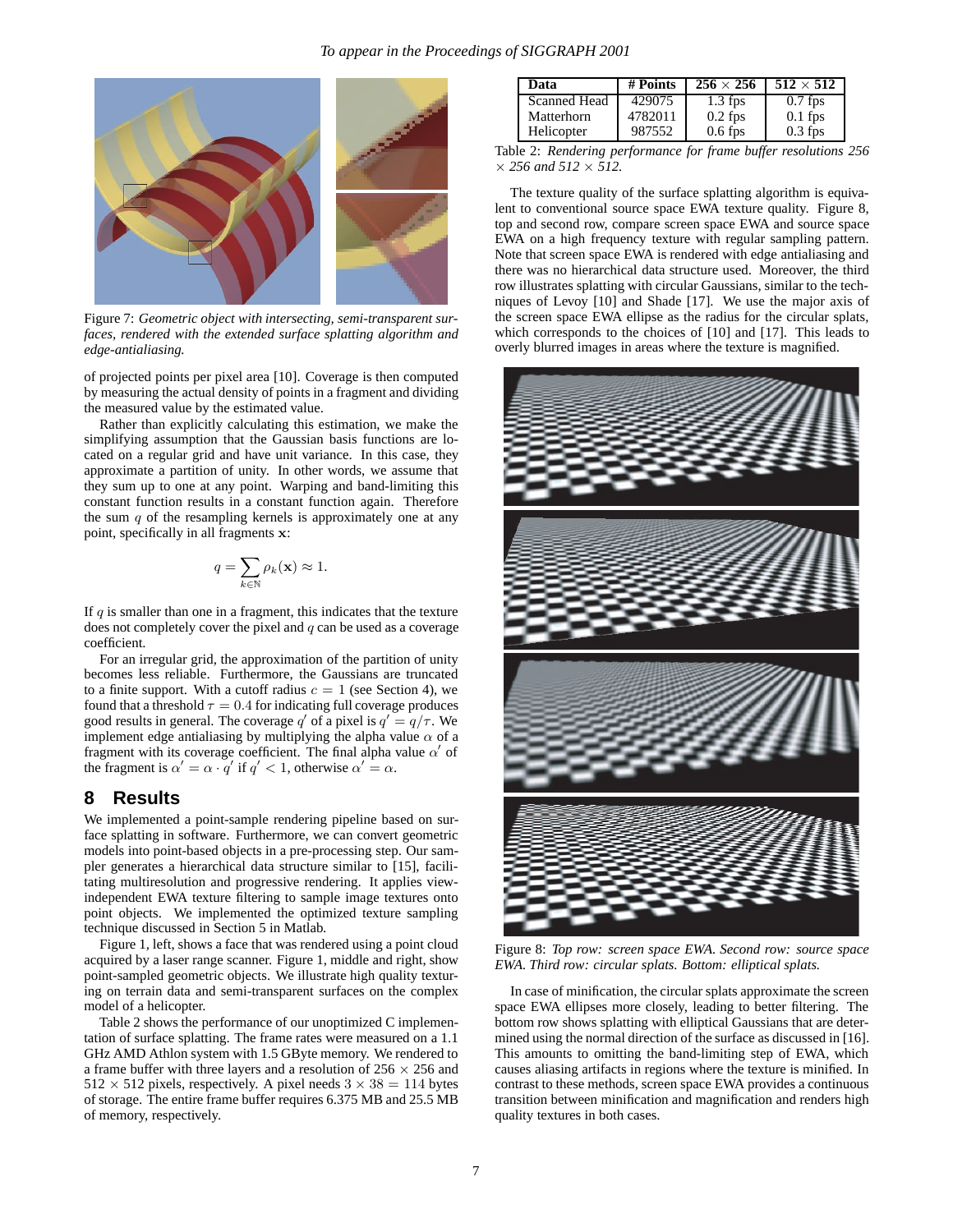Figure 7: *Geometric object with intersecting, semi-transparent surfaces, rendered with the extended surface splatting algorithm and edge-antialiasing.*

of projected points per pixel area [10]. Coverage is then computed by measuring the actual density of points in a fragment and dividing the measured value by the estimated value.

Rather than explicitly calculating this estimation, we make the simplifying assumption that the Gaussian basis functions are located on a regular grid and have unit variance. In this case, they approximate a partition of unity. In other words, we assume that they sum up to one at any point. Warping and band-limiting this constant function results in a constant function again. Therefore the sum $q$ of the resampling kernels is approximately one at any point, specifically in all fragments $\mathbf{x}$:

$$q = \sum_{k \in \mathbb{N}} \rho_k(\mathbf{x}) \approx 1.$$

If $q$ is smaller than one in a fragment, this indicates that the texture does not completely cover the pixel and $q$ can be used as a coverage coefficient.

For an irregular grid, the approximation of the partition of unity becomes less reliable. Furthermore, the Gaussians are truncated to a finite support. With a cutoff radius $c = 1$ (see Section 4), we found that a threshold $\tau = 0.4$ for indicating full coverage produces good results in general. The coverage $q'$ of a pixel is $q' = q/\tau$. We implement edge antialiasing by multiplying the alpha value $\alpha$ of a fragment with its coverage coefficient. The final alpha value $\alpha'$ of the fragment is $\alpha' = \alpha \cdot q'$ if $q' < 1$, otherwise $\alpha' = \alpha$.

## 8 Results

We implemented a point-sample rendering pipeline based on surface splatting in software. Furthermore, we can convert geometric models into point-based objects in a pre-processing step. Our sampler generates a hierarchical data structure similar to [15], facilitating multiresolution and progressive rendering. It applies view-independent EWA texture filtering to sample image textures onto point objects. We implemented the optimized texture sampling technique discussed in Section 5 in Matlab.

Figure 1, left, shows a face that was rendered using a point cloud acquired by a laser range scanner. Figure 1, middle and right, show point-sampled geometric objects. We illustrate high quality texturing on terrain data and semi-transparent surfaces on the complex model of a helicopter.

Table 2 shows the performance of our unoptimized C implementation of surface splatting. The frame rates were measured on a 1.1 GHz AMD Athlon system with 1.5 GByte memory. We rendered to a frame buffer with three layers and a resolution of $256 \times 256$ and $512 \times 512$ pixels, respectively. A pixel needs $3 \times 38 = 114$ bytes of storage. The entire frame buffer requires 6.375 MB and 25.5 MB of memory, respectively.

| Data | # Points | $256 \times 256$ | $512 \times 512$ |
|---|---|---|---|
| Scanned Head | 429075 | 1.3 fps | 0.7 fps |
| Matterhorn | 4782011 | 0.2 fps | 0.1 fps |
| Helicopter | 987552 | 0.6 fps | 0.3 fps |

Table 2: *Rendering performance for frame buffer resolutions 256 × 256 and 512 × 512.*

The texture quality of the surface splatting algorithm is equivalent to conventional source space EWA texture quality. Figure 8, top and second row, compare screen space EWA and source space EWA on a high frequency texture with regular sampling pattern. Note that screen space EWA is rendered with edge antialiasing and there was no hierarchical data structure used. Moreover, the third row illustrates splatting with circular Gaussians, similar to the techniques of Levoy [10] and Shade [17]. We use the major axis of the screen space EWA ellipse as the radius for the circular splats, which corresponds to the choices of [10] and [17]. This leads to overly blurred images in areas where the texture is magnified.

Figure 8: *Top row: screen space EWA. Second row: source space EWA. Third row: circular splats. Bottom: elliptical splats.*

In case of minification, the circular splats approximate the screen space EWA ellipses more closely, leading to better filtering. The bottom row shows splatting with elliptical Gaussians that are determined using the normal direction of the surface as discussed in [16]. This amounts to omitting the band-limiting step of EWA, which causes aliasing artifacts in regions where the texture is minified. In contrast to these methods, screen space EWA provides a continuous transition between minification and magnification and renders high quality textures in both cases.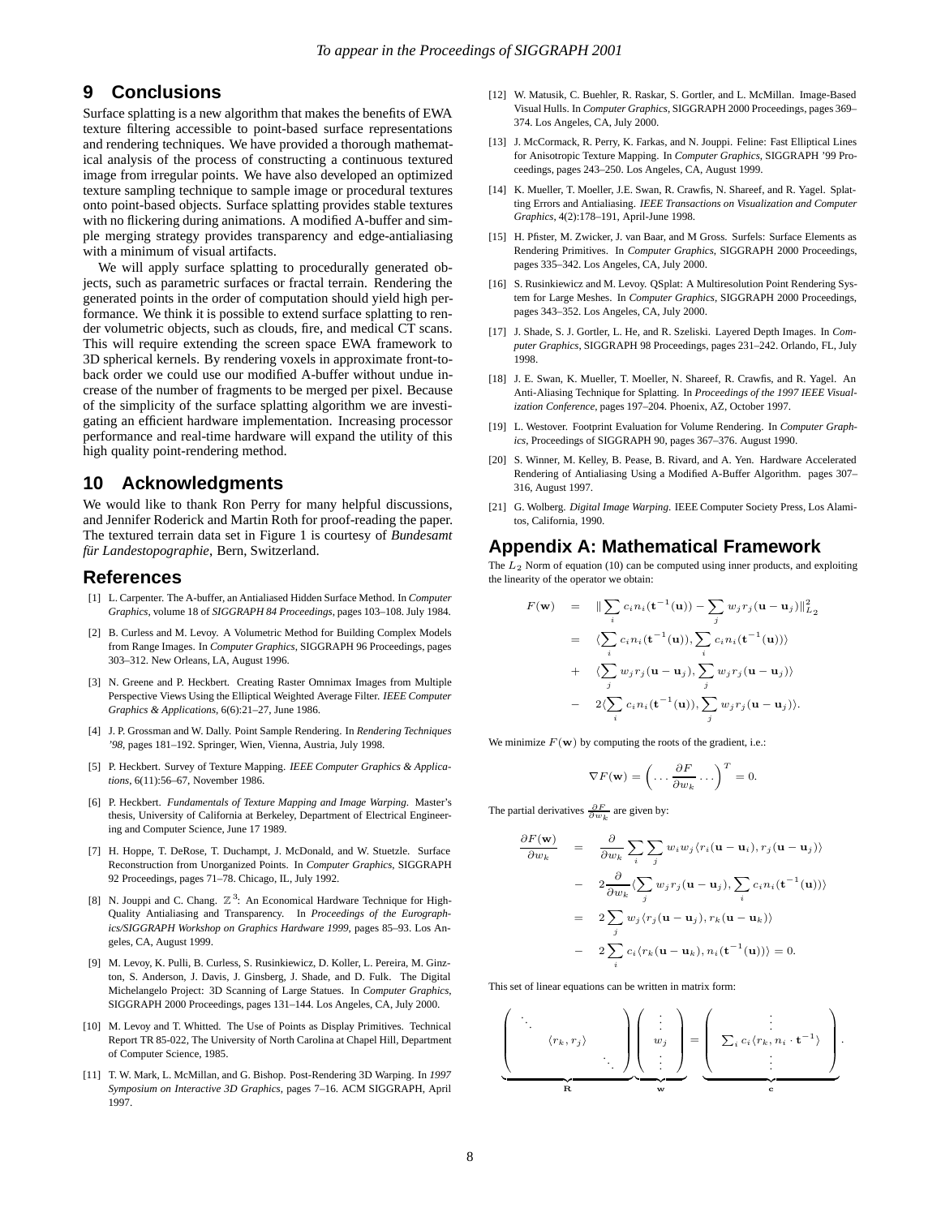## 9 Conclusions

Surface splatting is a new algorithm that makes the benefits of EWA texture filtering accessible to point-based surface representations and rendering techniques. We have provided a thorough mathematical analysis of the process of constructing a continuous textured image from irregular points. We have also developed an optimized texture sampling technique to sample image or procedural textures onto point-based objects. Surface splatting provides stable textures with no flickering during animations. A modified A-buffer and simple merging strategy provides transparency and edge-antialiasing with a minimum of visual artifacts.

We will apply surface splatting to procedurally generated objects, such as parametric surfaces or fractal terrain. Rendering the generated points in the order of computation should yield high performance. We think it is possible to extend surface splatting to render volumetric objects, such as clouds, fire, and medical CT scans. This will require extending the screen space EWA framework to 3D spherical kernels. By rendering voxels in approximate front-to-back order we could use our modified A-buffer without undue increase of the number of fragments to be merged per pixel. Because of the simplicity of the surface splatting algorithm we are investigating an efficient hardware implementation. Increasing processor performance and real-time hardware will expand the utility of this high quality point-rendering method.

## 10 Acknowledgments

We would like to thank Ron Perry for many helpful discussions, and Jennifer Roderick and Martin Roth for proof-reading the paper. The textured terrain data set in Figure 1 is courtesy of *Bundesamt für Landestopographie*, Bern, Switzerland.

## References

[1] L. Carpenter. The A-buffer, an Antialiased Hidden Surface Method. In *Computer Graphics*, volume 18 of *SIGGRAPH 84 Proceedings*, pages 103–108. July 1984.

[2] B. Curless and M. Levoy. A Volumetric Method for Building Complex Models from Range Images. In *Computer Graphics*, SIGGRAPH 96 Proceedings, pages 303–312. New Orleans, LA, August 1996.

[3] N. Greene and P. Heckbert. Creating Raster Omnimax Images from Multiple Perspective Views Using the Elliptical Weighted Average Filter. *IEEE Computer Graphics & Applications*, 6(6):21–27, June 1986.

[4] J. P. Grossman and W. Dally. Point Sample Rendering. In *Rendering Techniques '98*, pages 181–192. Springer, Wien, Vienna, Austria, July 1998.

[5] P. Heckbert. Survey of Texture Mapping. *IEEE Computer Graphics & Applications*, 6(11):56–67, November 1986.

[6] P. Heckbert. *Fundamentals of Texture Mapping and Image Warping*. Master's thesis, University of California at Berkeley, Department of Electrical Engineering and Computer Science, June 17 1989.

[7] H. Hoppe, T. DeRose, T. Duchampt, J. McDonald, and W. Stuetzle. Surface Reconstruction from Unorganized Points. In *Computer Graphics*, SIGGRAPH 92 Proceedings, pages 71–78. Chicago, IL, July 1992.

[8] N. Jouppi and C. Chang. $\mathbb{Z}^3$: An Economical Hardware Technique for High-Quality Antialiasing and Transparency. In *Proceedings of the Eurographics/SIGGRAPH Workshop on Graphics Hardware 1999*, pages 85–93. Los Angeles, CA, August 1999.

[9] M. Levoy, K. Pulli, B. Curless, S. Rusinkiewicz, D. Koller, L. Pereira, M. Ginzton, S. Anderson, J. Davis, J. Ginsberg, J. Shade, and D. Fulk. The Digital Michelangelo Project: 3D Scanning of Large Statues. In *Computer Graphics*, SIGGRAPH 2000 Proceedings, pages 131–144. Los Angeles, CA, July 2000.

[10] M. Levoy and T. Whitted. The Use of Points as Display Primitives. Technical Report TR 85-022, The University of North Carolina at Chapel Hill, Department of Computer Science, 1985.

[11] T. W. Mark, L. McMillan, and G. Bishop. Post-Rendering 3D Warping. In *1997 Symposium on Interactive 3D Graphics*, pages 7–16. ACM SIGGRAPH, April 1997.

[12] W. Matusik, C. Buehler, R. Raskar, S. Gortler, and L. McMillan. Image-Based Visual Hulls. In *Computer Graphics*, SIGGRAPH 2000 Proceedings, pages 369–374. Los Angeles, CA, July 2000.

[13] J. McCormack, R. Perry, K. Farkas, and N. Jouppi. Feline: Fast Elliptical Lines for Anisotropic Texture Mapping. In *Computer Graphics*, SIGGRAPH '99 Proceedings, pages 243–250. Los Angeles, CA, August 1999.

[14] K. Mueller, T. Moeller, J.E. Swan, R. Crawfis, N. Shareef, and R. Yagel. Splatting Errors and Antialiasing. *IEEE Transactions on Visualization and Computer Graphics*, 4(2):178–191, April-June 1998.

[15] H. Pfister, M. Zwicker, J. van Baar, and M Gross. Surfels: Surface Elements as Rendering Primitives. In *Computer Graphics*, SIGGRAPH 2000 Proceedings, pages 335–342. Los Angeles, CA, July 2000.

[16] S. Rusinkiewicz and M. Levoy. QSplat: A Multiresolution Point Rendering System for Large Meshes. In *Computer Graphics*, SIGGRAPH 2000 Proceedings, pages 343–352. Los Angeles, CA, July 2000.

[17] J. Shade, S. J. Gortler, L. He, and R. Szeliski. Layered Depth Images. In *Computer Graphics*, SIGGRAPH 98 Proceedings, pages 231–242. Orlando, FL, July 1998.

[18] J. E. Swan, K. Mueller, T. Moeller, N. Shareef, R. Crawfis, and R. Yagel. An Anti-Aliasing Technique for Splatting. In *Proceedings of the 1997 IEEE Visualization Conference*, pages 197–204. Phoenix, AZ, October 1997.

[19] L. Westover. Footprint Evaluation for Volume Rendering. In *Computer Graphics*, Proceedings of SIGGRAPH 90, pages 367–376. August 1990.

[20] S. Winner, M. Kelley, B. Pease, B. Rivard, and A. Yen. Hardware Accelerated Rendering of Antialiasing Using a Modified A-Buffer Algorithm. pages 307–316, August 1997.

[21] G. Wolberg. *Digital Image Warping*. IEEE Computer Society Press, Los Alamitos, California, 1990.

## Appendix A: Mathematical Framework

The $L_2$ Norm of equation (10) can be computed using inner products, and exploiting the linearity of the operator we obtain:

$$
\begin{aligned}
F(\mathbf{w}) &= \|\sum_i c_i n_i(\mathbf{t}^{-1}(\mathbf{u})) - \sum_j w_j r_j(\mathbf{u}-\mathbf{u}_j)\|^2_{L_2} \\
&= \langle \sum_i c_i n_i(\mathbf{t}^{-1}(\mathbf{u})), \sum_i c_i n_i(\mathbf{t}^{-1}(\mathbf{u}))\rangle \\
&+ \langle \sum_j w_j r_j(\mathbf{u}-\mathbf{u}_j), \sum_j w_j r_j(\mathbf{u}-\mathbf{u}_j)\rangle \\
&- 2\langle \sum_i c_i n_i(\mathbf{t}^{-1}(\mathbf{u})), \sum_j w_j r_j(\mathbf{u}-\mathbf{u}_j)\rangle.
\end{aligned}
$$

We minimize $F(\mathbf{w})$ by computing the roots of the gradient, i.e.:

$$
\nabla F(\mathbf{w}) = \left(\dots \frac{\partial F}{\partial w_k} \dots\right)^T = 0.
$$

The partial derivatives $\frac{\partial F}{\partial w_k}$ are given by:

$$
\begin{aligned}
\frac{\partial F(\mathbf{w})}{\partial w_k} &= \frac{\partial}{\partial w_k}\sum_i\sum_j w_i w_j \langle r_i(\mathbf{u}-\mathbf{u}_i), r_j(\mathbf{u}-\mathbf{u}_j)\rangle \\
&- 2\frac{\partial}{\partial w_k}\langle \sum_j w_j r_j(\mathbf{u}-\mathbf{u}_j), \sum_i c_i n_i(\mathbf{t}^{-1}(\mathbf{u}))\rangle \\
&= 2\sum_j w_j \langle r_j(\mathbf{u}-\mathbf{u}_j), r_k(\mathbf{u}-\mathbf{u}_k)\rangle \\
&- 2\sum_i c_i \langle r_k(\mathbf{u}-\mathbf{u}_k), n_i(\mathbf{t}^{-1}(\mathbf{u}))\rangle = 0.
\end{aligned}
$$

This set of linear equations can be written in matrix form:

$$
\underbrace{\begin{pmatrix} \ddots & & \\ & \langle r_k, r_j \rangle & \\ & & \ddots \end{pmatrix}}_{\mathbf{R}}
\underbrace{\begin{pmatrix} \vdots \\ w_j \\ \vdots \end{pmatrix}}_{\mathbf{w}}
=
\underbrace{\begin{pmatrix} \vdots \\ \sum_i c_i \langle r_k, n_i \cdot \mathbf{t}^{-1} \rangle \\ \vdots \end{pmatrix}}_{\mathbf{c}}.
$$